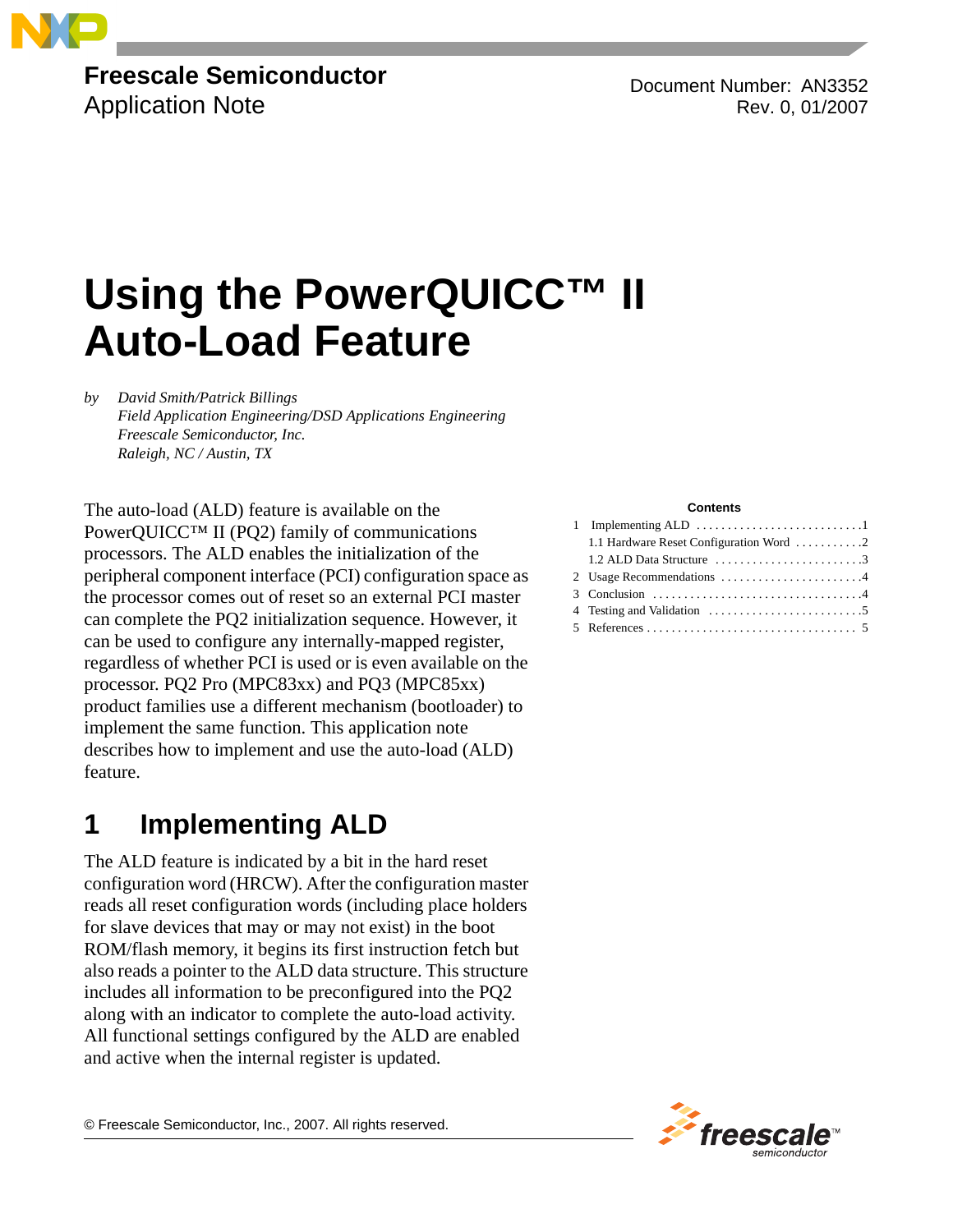**Freescale Semiconductor**
Application Note

Document Number: AN3352
Rev. 0, 01/2007

# Using the PowerQUICC™ II Auto-Load Feature

*by David Smith/Patrick Billings*
*Field Application Engineering/DSD Applications Engineering*
*Freescale Semiconductor, Inc.*
*Raleigh, NC / Austin, TX*

The auto-load (ALD) feature is available on the PowerQUICC™ II (PQ2) family of communications processors. The ALD enables the initialization of the peripheral component interface (PCI) configuration space as the processor comes out of reset so an external PCI master can complete the PQ2 initialization sequence. However, it can be used to configure any internally-mapped register, regardless of whether PCI is used or is even available on the processor. PQ2 Pro (MPC83xx) and PQ3 (MPC85xx) product families use a different mechanism (bootloader) to implement the same function. This application note describes how to implement and use the auto-load (ALD) feature.

**Contents**

1 Implementing ALD . . . . . . . . . . . . . . . . . . . . . . . . . . .1
  1.1 Hardware Reset Configuration Word . . . . . . . . . . .2
  1.2 ALD Data Structure . . . . . . . . . . . . . . . . . . . . . . . .3
2 Usage Recommendations . . . . . . . . . . . . . . . . . . . . . . .4
3 Conclusion . . . . . . . . . . . . . . . . . . . . . . . . . . . . . . . . .4
4 Testing and Validation . . . . . . . . . . . . . . . . . . . . . . . . .5
5 References . . . . . . . . . . . . . . . . . . . . . . . . . . . . . . . . . 5

## 1 Implementing ALD

The ALD feature is indicated by a bit in the hard reset configuration word (HRCW). After the configuration master reads all reset configuration words (including place holders for slave devices that may or may not exist) in the boot ROM/flash memory, it begins its first instruction fetch but also reads a pointer to the ALD data structure. This structure includes all information to be preconfigured into the PQ2 along with an indicator to complete the auto-load activity. All functional settings configured by the ALD are enabled and active when the internal register is updated.

© Freescale Semiconductor, Inc., 2007. All rights reserved.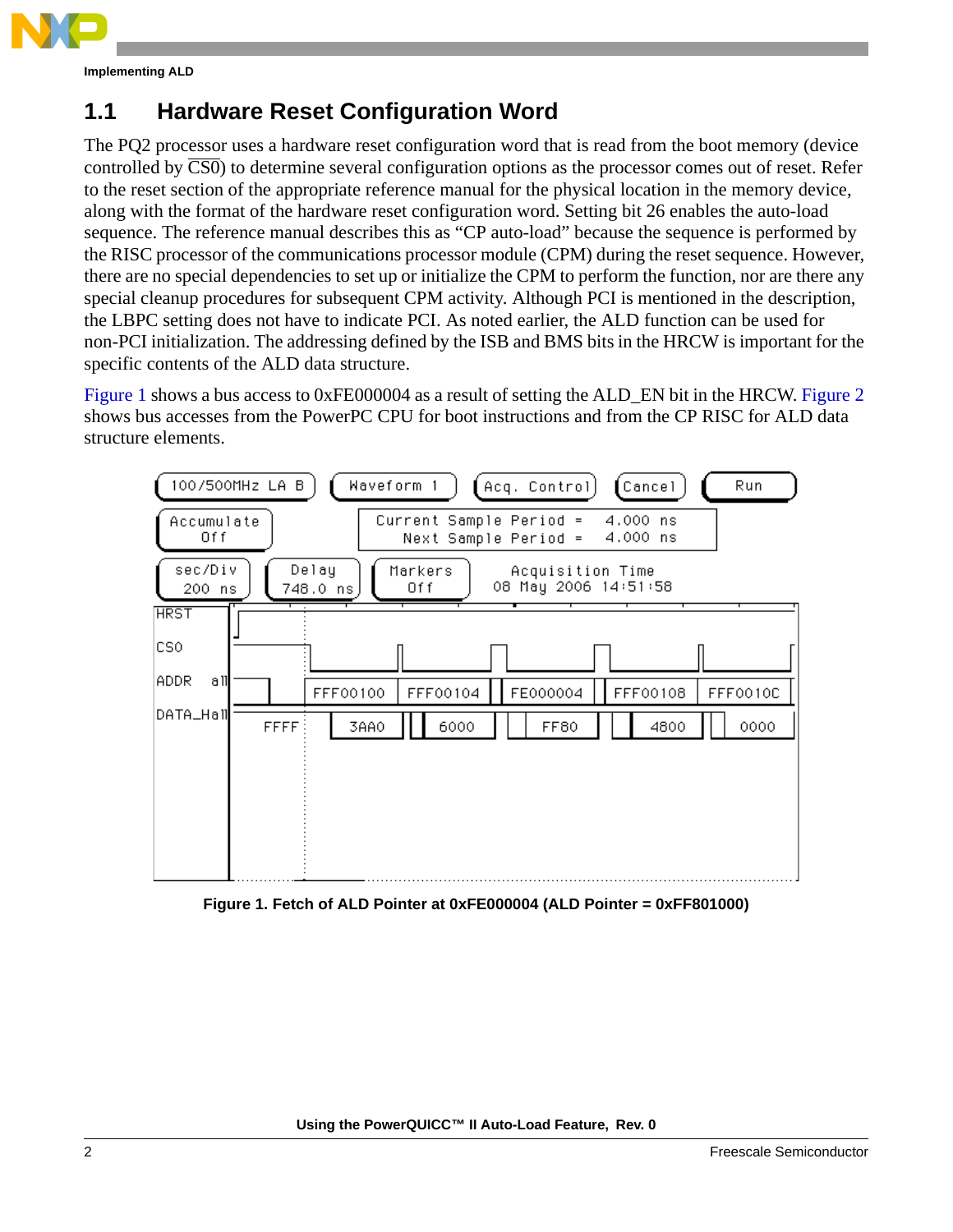## 1.1 Hardware Reset Configuration Word

The PQ2 processor uses a hardware reset configuration word that is read from the boot memory (device controlled by $\overline{\text{CS0}}$) to determine several configuration options as the processor comes out of reset. Refer to the reset section of the appropriate reference manual for the physical location in the memory device, along with the format of the hardware reset configuration word. Setting bit 26 enables the auto-load sequence. The reference manual describes this as "CP auto-load" because the sequence is performed by the RISC processor of the communications processor module (CPM) during the reset sequence. However, there are no special dependencies to set up or initialize the CPM to perform the function, nor are there any special cleanup procedures for subsequent CPM activity. Although PCI is mentioned in the description, the LBPC setting does not have to indicate PCI. As noted earlier, the ALD function can be used for non-PCI initialization. The addressing defined by the ISB and BMS bits in the HRCW is important for the specific contents of the ALD data structure.

Figure 1 shows a bus access to 0xFE000004 as a result of setting the ALD_EN bit in the HRCW. Figure 2 shows bus accesses from the PowerPC CPU for boot instructions and from the CP RISC for ALD data structure elements.

**Figure 1. Fetch of ALD Pointer at 0xFE000004 (ALD Pointer = 0xFF801000)**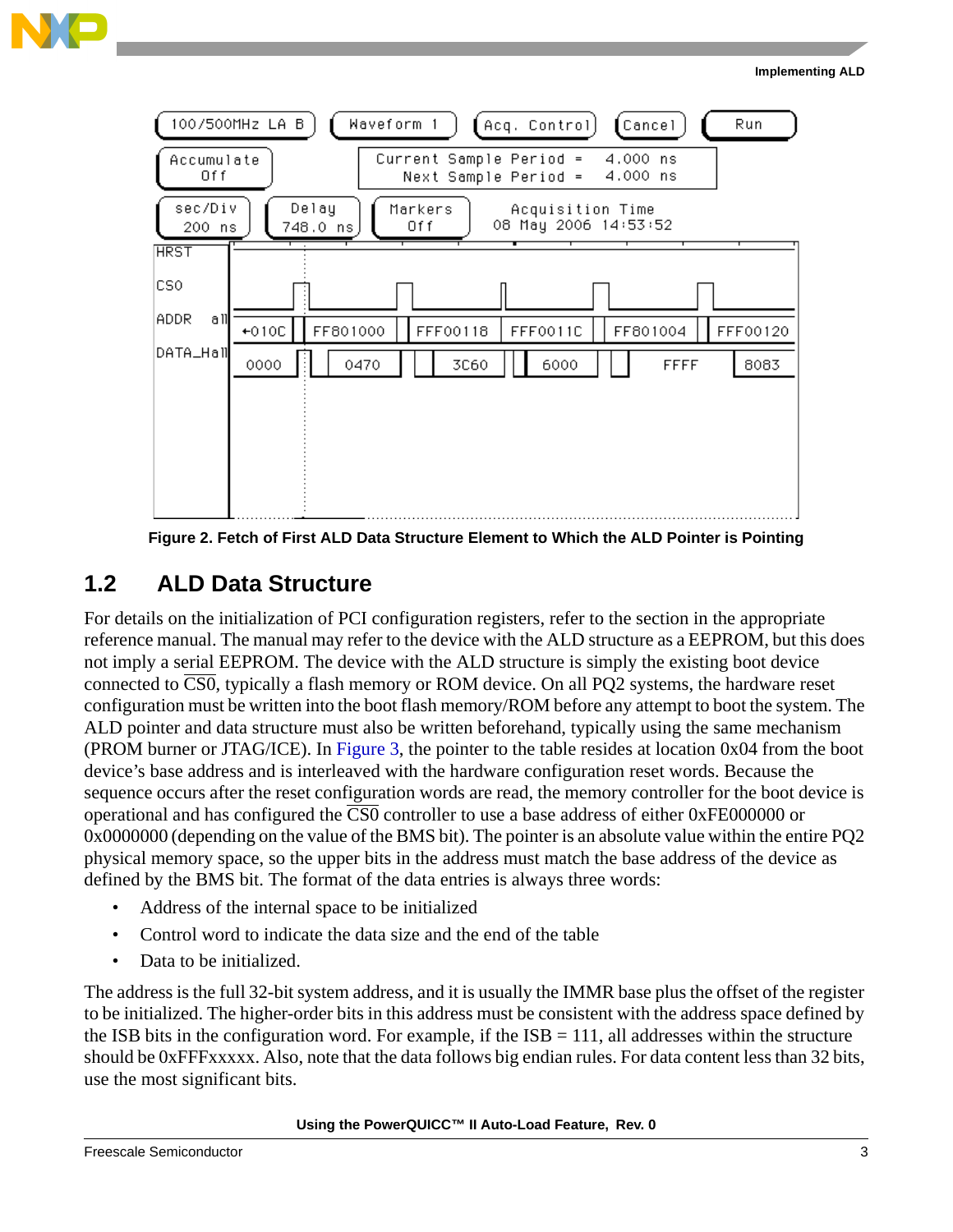Figure 2. Fetch of First ALD Data Structure Element to Which the ALD Pointer is Pointing

## 1.2 ALD Data Structure

For details on the initialization of PCI configuration registers, refer to the section in the appropriate reference manual. The manual may refer to the device with the ALD structure as a EEPROM, but this does not imply a serial EEPROM. The device with the ALD structure is simply the existing boot device connected to $\overline{\text{CS0}}$, typically a flash memory or ROM device. On all PQ2 systems, the hardware reset configuration must be written into the boot flash memory/ROM before any attempt to boot the system. The ALD pointer and data structure must also be written beforehand, typically using the same mechanism (PROM burner or JTAG/ICE). In Figure 3, the pointer to the table resides at location 0x04 from the boot device's base address and is interleaved with the hardware configuration reset words. Because the sequence occurs after the reset configuration words are read, the memory controller for the boot device is operational and has configured the $\overline{\text{CS0}}$ controller to use a base address of either 0xFE000000 or 0x0000000 (depending on the value of the BMS bit). The pointer is an absolute value within the entire PQ2 physical memory space, so the upper bits in the address must match the base address of the device as defined by the BMS bit. The format of the data entries is always three words:

- Address of the internal space to be initialized
- Control word to indicate the data size and the end of the table
- Data to be initialized.

The address is the full 32-bit system address, and it is usually the IMMR base plus the offset of the register to be initialized. The higher-order bits in this address must be consistent with the address space defined by the ISB bits in the configuration word. For example, if the ISB = 111, all addresses within the structure should be 0xFFFxxxxx. Also, note that the data follows big endian rules. For data content less than 32 bits, use the most significant bits.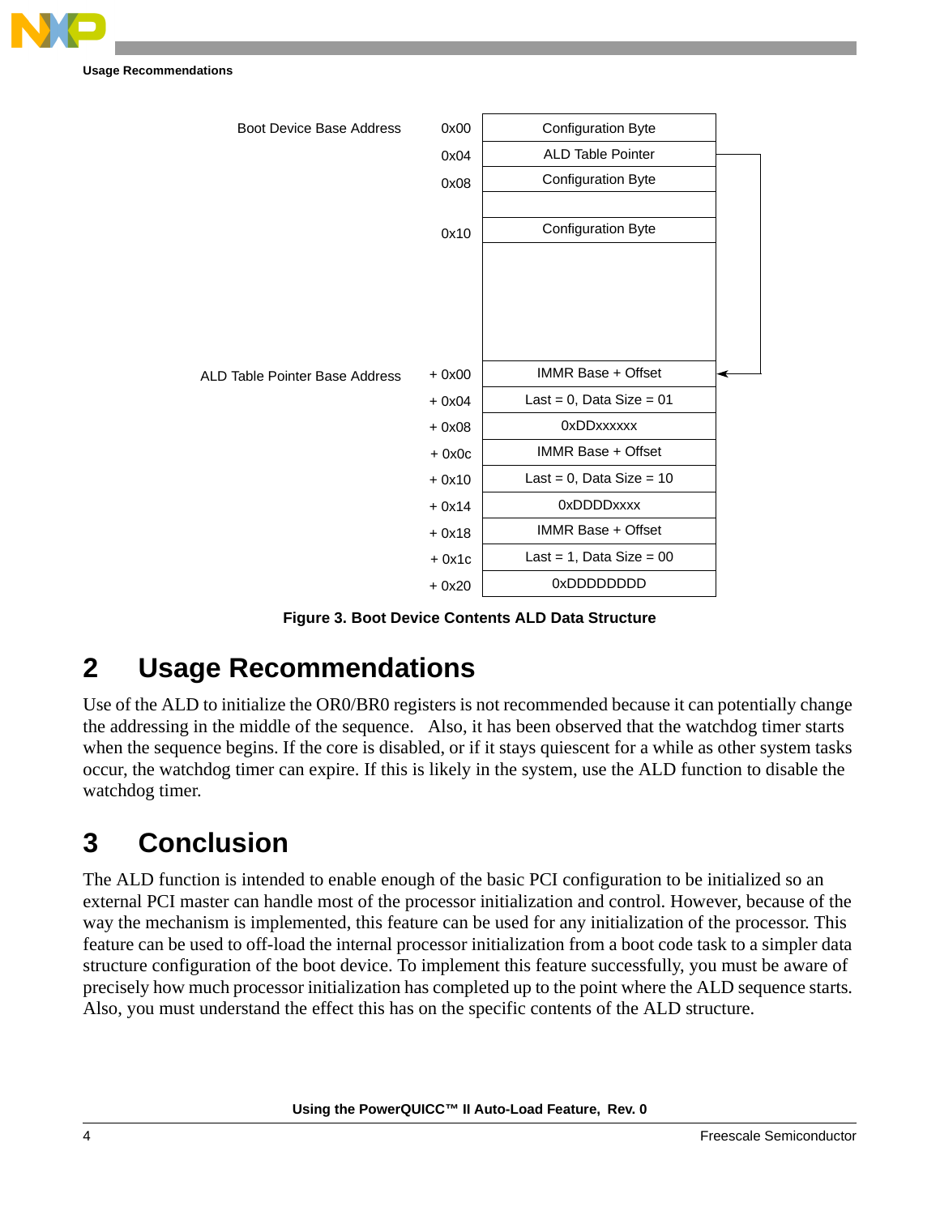| Label | Address | Contents |
|---|---|---|
| Boot Device Base Address | 0x00 | Configuration Byte |
| | 0x04 | ALD Table Pointer |
| | 0x08 | Configuration Byte |
| | | |
| | 0x10 | Configuration Byte |
| | | |
| ALD Table Pointer Base Address | + 0x00 | IMMR Base + Offset |
| | + 0x04 | Last = 0, Data Size = 01 |
| | + 0x08 | 0xDDxxxxxx |
| | + 0x0c | IMMR Base + Offset |
| | + 0x10 | Last = 0, Data Size = 10 |
| | + 0x14 | 0xDDDDxxxx |
| | + 0x18 | IMMR Base + Offset |
| | + 0x1c | Last = 1, Data Size = 00 |
| | + 0x20 | 0xDDDDDDDD |

**Figure 3. Boot Device Contents ALD Data Structure**

# 2 Usage Recommendations

Use of the ALD to initialize the OR0/BR0 registers is not recommended because it can potentially change the addressing in the middle of the sequence. Also, it has been observed that the watchdog timer starts when the sequence begins. If the core is disabled, or if it stays quiescent for a while as other system tasks occur, the watchdog timer can expire. If this is likely in the system, use the ALD function to disable the watchdog timer.

# 3 Conclusion

The ALD function is intended to enable enough of the basic PCI configuration to be initialized so an external PCI master can handle most of the processor initialization and control. However, because of the way the mechanism is implemented, this feature can be used for any initialization of the processor. This feature can be used to off-load the internal processor initialization from a boot code task to a simpler data structure configuration of the boot device. To implement this feature successfully, you must be aware of precisely how much processor initialization has completed up to the point where the ALD sequence starts. Also, you must understand the effect this has on the specific contents of the ALD structure.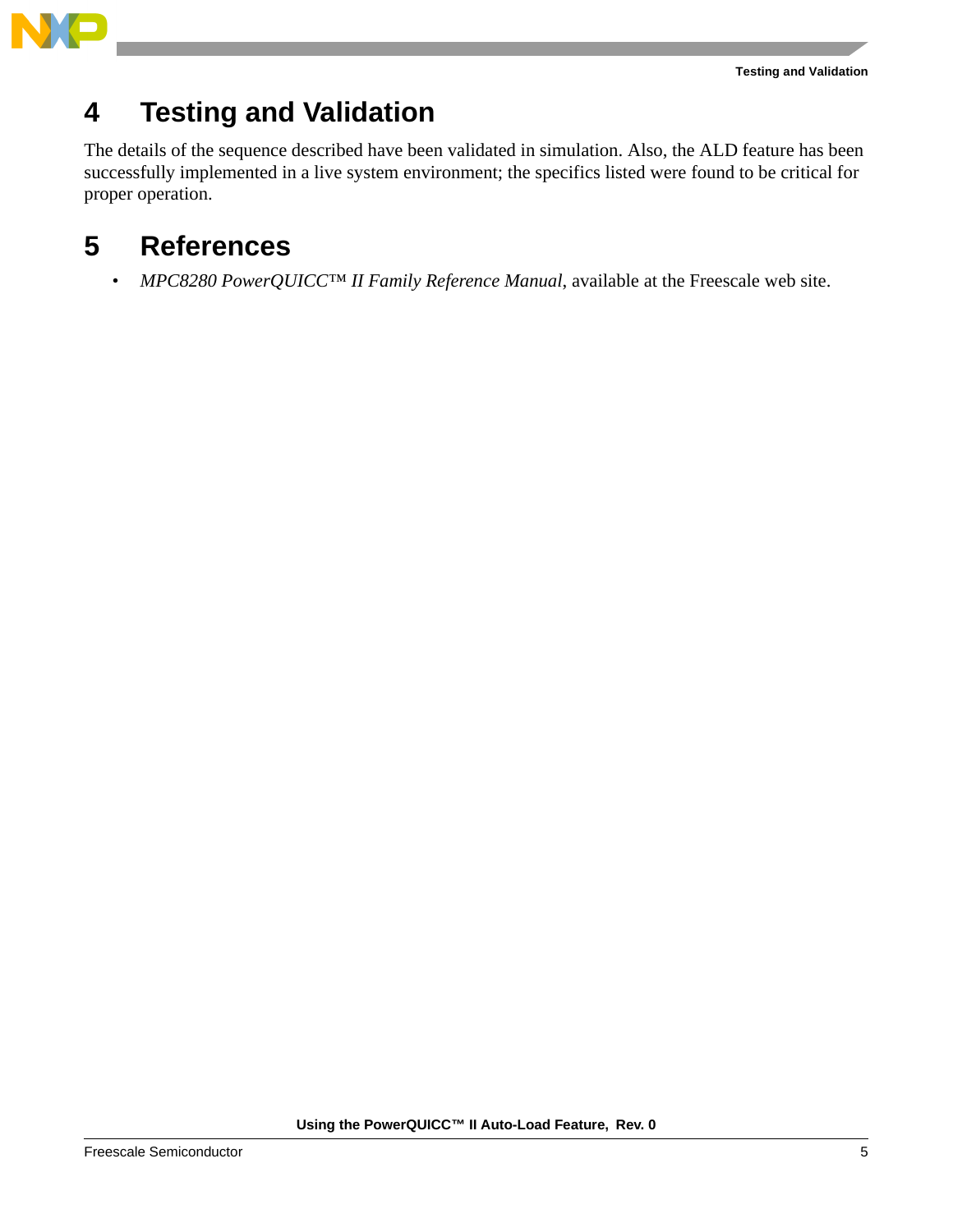# 4 Testing and Validation

The details of the sequence described have been validated in simulation. Also, the ALD feature has been successfully implemented in a live system environment; the specifics listed were found to be critical for proper operation.

# 5 References

- *MPC8280 PowerQUICC™ II Family Reference Manual*, available at the Freescale web site.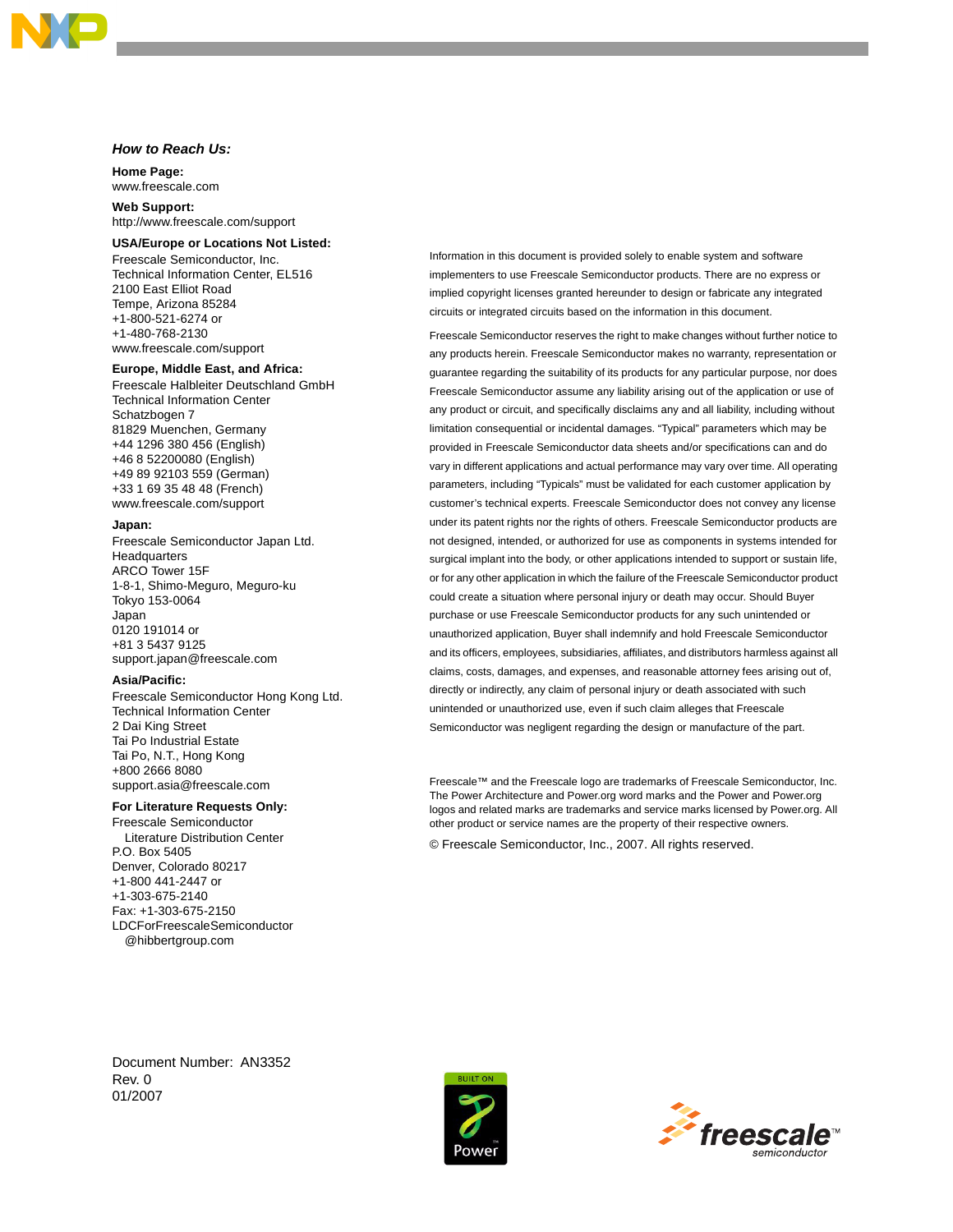### *How to Reach Us:*

**Home Page:**
www.freescale.com

**Web Support:**
http://www.freescale.com/support

**USA/Europe or Locations Not Listed:**
Freescale Semiconductor, Inc.
Technical Information Center, EL516
2100 East Elliot Road
Tempe, Arizona 85284
+1-800-521-6274 or
+1-480-768-2130
www.freescale.com/support

**Europe, Middle East, and Africa:**
Freescale Halbleiter Deutschland GmbH
Technical Information Center
Schatzbogen 7
81829 Muenchen, Germany
+44 1296 380 456 (English)
+46 8 52200080 (English)
+49 89 92103 559 (German)
+33 1 69 35 48 48 (French)
www.freescale.com/support

**Japan:**
Freescale Semiconductor Japan Ltd.
Headquarters
ARCO Tower 15F
1-8-1, Shimo-Meguro, Meguro-ku
Tokyo 153-0064
Japan
0120 191014 or
+81 3 5437 9125
support.japan@freescale.com

**Asia/Pacific:**
Freescale Semiconductor Hong Kong Ltd.
Technical Information Center
2 Dai King Street
Tai Po Industrial Estate
Tai Po, N.T., Hong Kong
+800 2666 8080
support.asia@freescale.com

**For Literature Requests Only:**
Freescale Semiconductor
Literature Distribution Center
P.O. Box 5405
Denver, Colorado 80217
+1-800 441-2447 or
+1-303-675-2140
Fax: +1-303-675-2150
LDCForFreescaleSemiconductor
@hibbertgroup.com

Information in this document is provided solely to enable system and software implementers to use Freescale Semiconductor products. There are no express or implied copyright licenses granted hereunder to design or fabricate any integrated circuits or integrated circuits based on the information in this document.

Freescale Semiconductor reserves the right to make changes without further notice to any products herein. Freescale Semiconductor makes no warranty, representation or guarantee regarding the suitability of its products for any particular purpose, nor does Freescale Semiconductor assume any liability arising out of the application or use of any product or circuit, and specifically disclaims any and all liability, including without limitation consequential or incidental damages. "Typical" parameters which may be provided in Freescale Semiconductor data sheets and/or specifications can and do vary in different applications and actual performance may vary over time. All operating parameters, including "Typicals" must be validated for each customer application by customer's technical experts. Freescale Semiconductor does not convey any license under its patent rights nor the rights of others. Freescale Semiconductor products are not designed, intended, or authorized for use as components in systems intended for surgical implant into the body, or other applications intended to support or sustain life, or for any other application in which the failure of the Freescale Semiconductor product could create a situation where personal injury or death may occur. Should Buyer purchase or use Freescale Semiconductor products for any such unintended or unauthorized application, Buyer shall indemnify and hold Freescale Semiconductor and its officers, employees, subsidiaries, affiliates, and distributors harmless against all claims, costs, damages, and expenses, and reasonable attorney fees arising out of, directly or indirectly, any claim of personal injury or death associated with such unintended or unauthorized use, even if such claim alleges that Freescale Semiconductor was negligent regarding the design or manufacture of the part.

Freescale™ and the Freescale logo are trademarks of Freescale Semiconductor, Inc. The Power Architecture and Power.org word marks and the Power and Power.org logos and related marks are trademarks and service marks licensed by Power.org. All other product or service names are the property of their respective owners.

© Freescale Semiconductor, Inc., 2007. All rights reserved.

Document Number: AN3352
Rev. 0
01/2007